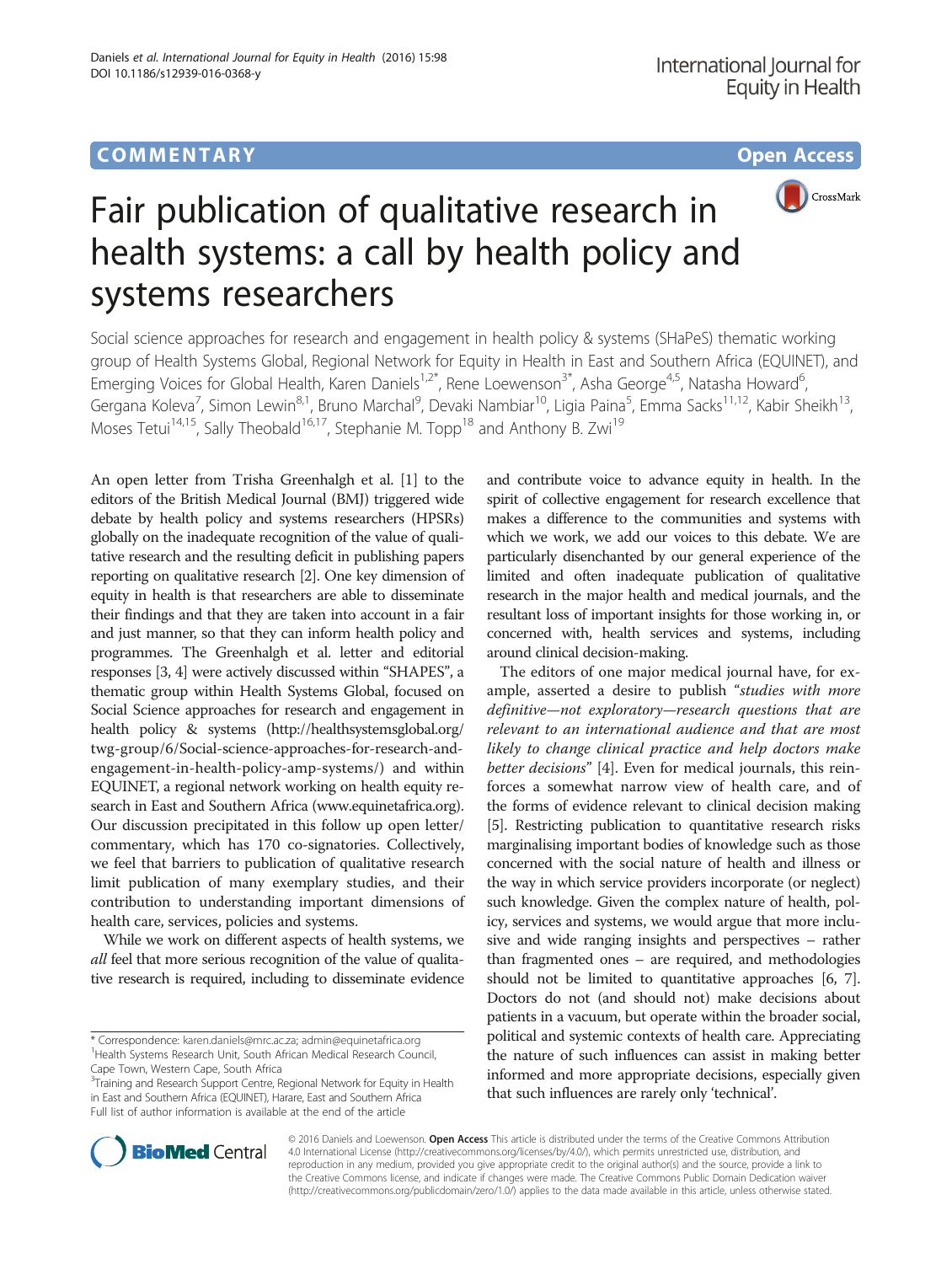COMMENTARY

Open Access

# Fair publication of qualitative research in health systems: a call by health policy and systems researchers

Social science approaches for research and engagement in health policy & systems (SHaPeS) thematic working group of Health Systems Global, Regional Network for Equity in Health in East and Southern Africa (EQUINET), and Emerging Voices for Global Health, Karen Daniels[1,2*], Rene Loewenson[3*], Asha George[4,5], Natasha Howard[6], Gergana Koleva[7], Simon Lewin[8,1], Bruno Marchal[9], Devaki Nambiar[10], Ligia Paina[5], Emma Sacks[11,12], Kabir Sheikh[13], Moses Tetui[14,15], Sally Theobald[16,17], Stephanie M. Topp[18] and Anthony B. Zwi[19]

An open letter from Trisha Greenhalgh et al. [1] to the editors of the British Medical Journal (BMJ) triggered wide debate by health policy and systems researchers (HPSRs) globally on the inadequate recognition of the value of qualitative research and the resulting deficit in publishing papers reporting on qualitative research [2]. One key dimension of equity in health is that researchers are able to disseminate their findings and that they are taken into account in a fair and just manner, so that they can inform health policy and programmes. The Greenhalgh et al. letter and editorial responses [3, 4] were actively discussed within "SHAPES", a thematic group within Health Systems Global, focused on Social Science approaches for research and engagement in health policy & systems (http://healthsystemsglobal.org/twg-group/6/Social-science-approaches-for-research-and-engagement-in-health-policy-amp-systems/) and within EQUINET, a regional network working on health equity research in East and Southern Africa (www.equinetafrica.org). Our discussion precipitated in this follow up open letter/commentary, which has 170 co-signatories. Collectively, we feel that barriers to publication of qualitative research limit publication of many exemplary studies, and their contribution to understanding important dimensions of health care, services, policies and systems.

While we work on different aspects of health systems, we *all* feel that more serious recognition of the value of qualitative research is required, including to disseminate evidence and contribute voice to advance equity in health. In the spirit of collective engagement for research excellence that makes a difference to the communities and systems with which we work, we add our voices to this debate. We are particularly disenchanted by our general experience of the limited and often inadequate publication of qualitative research in the major health and medical journals, and the resultant loss of important insights for those working in, or concerned with, health services and systems, including around clinical decision-making.

The editors of one major medical journal have, for example, asserted a desire to publish "*studies with more definitive—not exploratory—research questions that are relevant to an international audience and that are most likely to change clinical practice and help doctors make better decisions*" [4]. Even for medical journals, this reinforces a somewhat narrow view of health care, and of the forms of evidence relevant to clinical decision making [5]. Restricting publication to quantitative research risks marginalising important bodies of knowledge such as those concerned with the social nature of health and illness or the way in which service providers incorporate (or neglect) such knowledge. Given the complex nature of health, policy, services and systems, we would argue that more inclusive and wide ranging insights and perspectives – rather than fragmented ones – are required, and methodologies should not be limited to quantitative approaches [6, 7]. Doctors do not (and should not) make decisions about patients in a vacuum, but operate within the broader social, political and systemic contexts of health care. Appreciating the nature of such influences can assist in making better informed and more appropriate decisions, especially given that such influences are rarely only 'technical'.

* Correspondence: karen.daniels@mrc.ac.za; admin@equinetafrica.org
[1]Health Systems Research Unit, South African Medical Research Council, Cape Town, Western Cape, South Africa
[3]Training and Research Support Centre, Regional Network for Equity in Health in East and Southern Africa (EQUINET), Harare, East and Southern Africa
Full list of author information is available at the end of the article

© 2016 Daniels and Loewenson. **Open Access** This article is distributed under the terms of the Creative Commons Attribution 4.0 International License (http://creativecommons.org/licenses/by/4.0/), which permits unrestricted use, distribution, and reproduction in any medium, provided you give appropriate credit to the original author(s) and the source, provide a link to the Creative Commons license, and indicate if changes were made. The Creative Commons Public Domain Dedication waiver (http://creativecommons.org/publicdomain/zero/1.0/) applies to the data made available in this article, unless otherwise stated.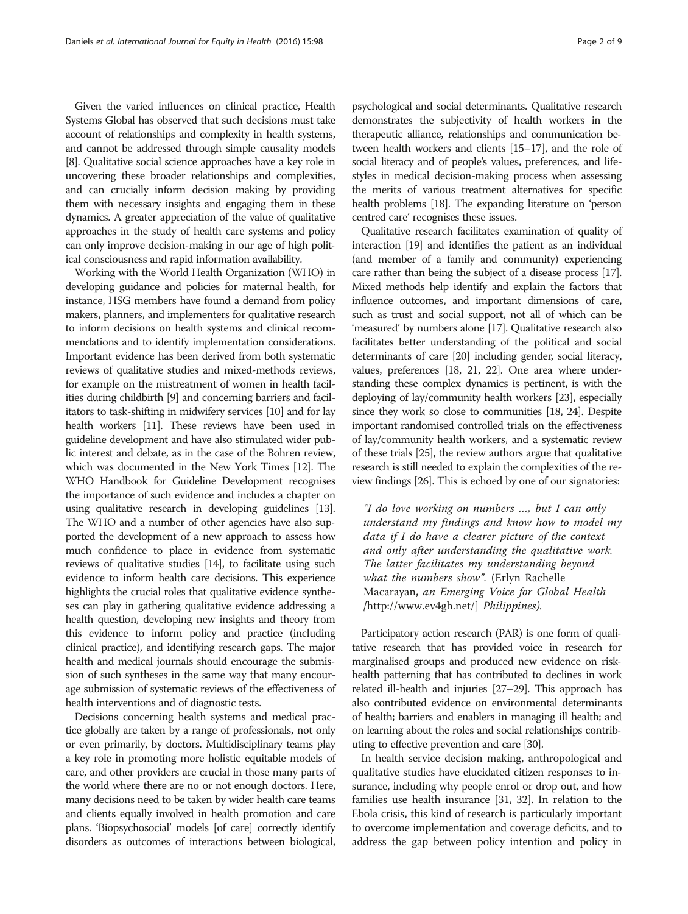Given the varied influences on clinical practice, Health Systems Global has observed that such decisions must take account of relationships and complexity in health systems, and cannot be addressed through simple causality models [8]. Qualitative social science approaches have a key role in uncovering these broader relationships and complexities, and can crucially inform decision making by providing them with necessary insights and engaging them in these dynamics. A greater appreciation of the value of qualitative approaches in the study of health care systems and policy can only improve decision-making in our age of high political consciousness and rapid information availability.

Working with the World Health Organization (WHO) in developing guidance and policies for maternal health, for instance, HSG members have found a demand from policy makers, planners, and implementers for qualitative research to inform decisions on health systems and clinical recommendations and to identify implementation considerations. Important evidence has been derived from both systematic reviews of qualitative studies and mixed-methods reviews, for example on the mistreatment of women in health facilities during childbirth [9] and concerning barriers and facilitators to task-shifting in midwifery services [10] and for lay health workers [11]. These reviews have been used in guideline development and have also stimulated wider public interest and debate, as in the case of the Bohren review, which was documented in the New York Times [12]. The WHO Handbook for Guideline Development recognises the importance of such evidence and includes a chapter on using qualitative research in developing guidelines [13]. The WHO and a number of other agencies have also supported the development of a new approach to assess how much confidence to place in evidence from systematic reviews of qualitative studies [14], to facilitate using such evidence to inform health care decisions. This experience highlights the crucial roles that qualitative evidence syntheses can play in gathering qualitative evidence addressing a health question, developing new insights and theory from this evidence to inform policy and practice (including clinical practice), and identifying research gaps. The major health and medical journals should encourage the submission of such syntheses in the same way that many encourage submission of systematic reviews of the effectiveness of health interventions and of diagnostic tests.

Decisions concerning health systems and medical practice globally are taken by a range of professionals, not only or even primarily, by doctors. Multidisciplinary teams play a key role in promoting more holistic equitable models of care, and other providers are crucial in those many parts of the world where there are no or not enough doctors. Here, many decisions need to be taken by wider health care teams and clients equally involved in health promotion and care plans. 'Biopsychosocial' models [of care] correctly identify disorders as outcomes of interactions between biological, psychological and social determinants. Qualitative research demonstrates the subjectivity of health workers in the therapeutic alliance, relationships and communication between health workers and clients [15–17], and the role of social literacy and of people's values, preferences, and lifestyles in medical decision-making process when assessing the merits of various treatment alternatives for specific health problems [18]. The expanding literature on 'person centred care' recognises these issues.

Qualitative research facilitates examination of quality of interaction [19] and identifies the patient as an individual (and member of a family and community) experiencing care rather than being the subject of a disease process [17]. Mixed methods help identify and explain the factors that influence outcomes, and important dimensions of care, such as trust and social support, not all of which can be 'measured' by numbers alone [17]. Qualitative research also facilitates better understanding of the political and social determinants of care [20] including gender, social literacy, values, preferences [18, 21, 22]. One area where understanding these complex dynamics is pertinent, is with the deploying of lay/community health workers [23], especially since they work so close to communities [18, 24]. Despite important randomised controlled trials on the effectiveness of lay/community health workers, and a systematic review of these trials [25], the review authors argue that qualitative research is still needed to explain the complexities of the review findings [26]. This is echoed by one of our signatories:

> *"I do love working on numbers …, but I can only understand my findings and know how to model my data if I do have a clearer picture of the context and only after understanding the qualitative work. The latter facilitates my understanding beyond what the numbers show".* (Erlyn Rachelle Macarayan, *an Emerging Voice for Global Health* [http://www.ev4gh.net/] *Philippines).*

Participatory action research (PAR) is one form of qualitative research that has provided voice in research for marginalised groups and produced new evidence on risk-health patterning that has contributed to declines in work related ill-health and injuries [27–29]. This approach has also contributed evidence on environmental determinants of health; barriers and enablers in managing ill health; and on learning about the roles and social relationships contributing to effective prevention and care [30].

In health service decision making, anthropological and qualitative studies have elucidated citizen responses to insurance, including why people enrol or drop out, and how families use health insurance [31, 32]. In relation to the Ebola crisis, this kind of research is particularly important to overcome implementation and coverage deficits, and to address the gap between policy intention and policy in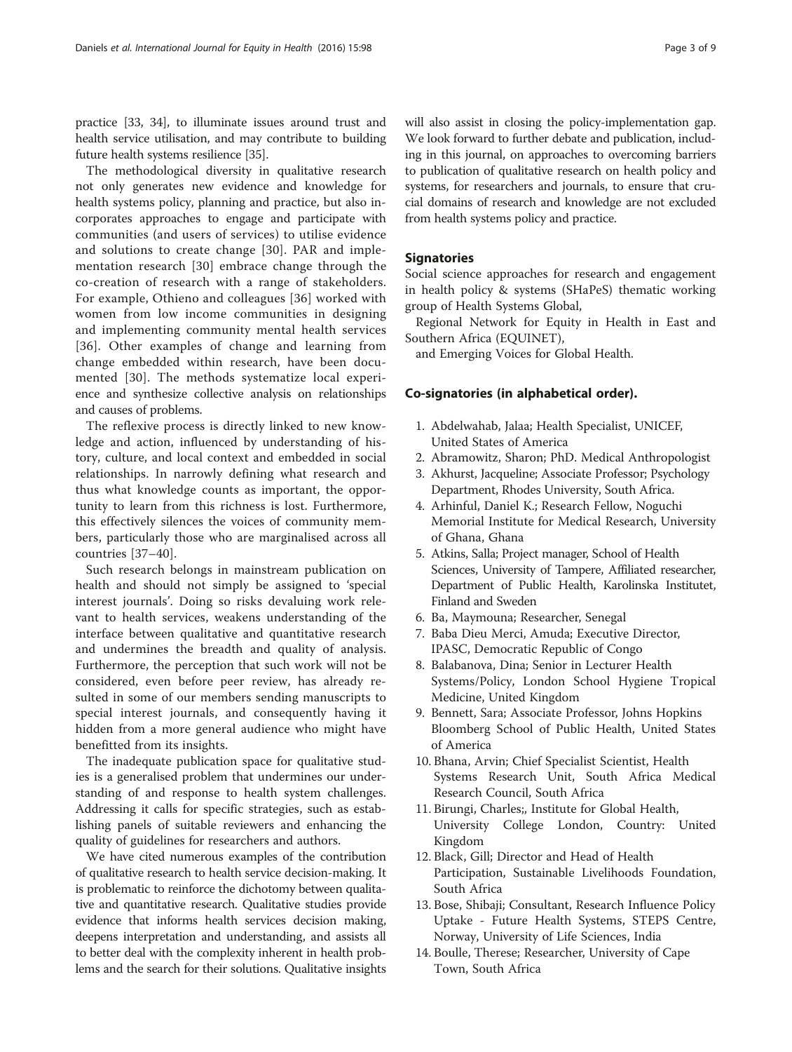practice [33, 34], to illuminate issues around trust and health service utilisation, and may contribute to building future health systems resilience [35].

The methodological diversity in qualitative research not only generates new evidence and knowledge for health systems policy, planning and practice, but also incorporates approaches to engage and participate with communities (and users of services) to utilise evidence and solutions to create change [30]. PAR and implementation research [30] embrace change through the co-creation of research with a range of stakeholders. For example, Othieno and colleagues [36] worked with women from low income communities in designing and implementing community mental health services [36]. Other examples of change and learning from change embedded within research, have been documented [30]. The methods systematize local experience and synthesize collective analysis on relationships and causes of problems.

The reflexive process is directly linked to new knowledge and action, influenced by understanding of history, culture, and local context and embedded in social relationships. In narrowly defining what research and thus what knowledge counts as important, the opportunity to learn from this richness is lost. Furthermore, this effectively silences the voices of community members, particularly those who are marginalised across all countries [37–40].

Such research belongs in mainstream publication on health and should not simply be assigned to 'special interest journals'. Doing so risks devaluing work relevant to health services, weakens understanding of the interface between qualitative and quantitative research and undermines the breadth and quality of analysis. Furthermore, the perception that such work will not be considered, even before peer review, has already resulted in some of our members sending manuscripts to special interest journals, and consequently having it hidden from a more general audience who might have benefitted from its insights.

The inadequate publication space for qualitative studies is a generalised problem that undermines our understanding of and response to health system challenges. Addressing it calls for specific strategies, such as establishing panels of suitable reviewers and enhancing the quality of guidelines for researchers and authors.

We have cited numerous examples of the contribution of qualitative research to health service decision-making. It is problematic to reinforce the dichotomy between qualitative and quantitative research. Qualitative studies provide evidence that informs health services decision making, deepens interpretation and understanding, and assists all to better deal with the complexity inherent in health problems and the search for their solutions. Qualitative insights will also assist in closing the policy-implementation gap. We look forward to further debate and publication, including in this journal, on approaches to overcoming barriers to publication of qualitative research on health policy and systems, for researchers and journals, to ensure that crucial domains of research and knowledge are not excluded from health systems policy and practice.

## Signatories

Social science approaches for research and engagement in health policy & systems (SHaPeS) thematic working group of Health Systems Global,

Regional Network for Equity in Health in East and Southern Africa (EQUINET),

and Emerging Voices for Global Health.

## Co-signatories (in alphabetical order).

1. Abdelwahab, Jalaa; Health Specialist, UNICEF, United States of America
2. Abramowitz, Sharon; PhD. Medical Anthropologist
3. Akhurst, Jacqueline; Associate Professor; Psychology Department, Rhodes University, South Africa.
4. Arhinful, Daniel K.; Research Fellow, Noguchi Memorial Institute for Medical Research, University of Ghana, Ghana
5. Atkins, Salla; Project manager, School of Health Sciences, University of Tampere, Affiliated researcher, Department of Public Health, Karolinska Institutet, Finland and Sweden
6. Ba, Maymouna; Researcher, Senegal
7. Baba Dieu Merci, Amuda; Executive Director, IPASC, Democratic Republic of Congo
8. Balabanova, Dina; Senior in Lecturer Health Systems/Policy, London School Hygiene Tropical Medicine, United Kingdom
9. Bennett, Sara; Associate Professor, Johns Hopkins Bloomberg School of Public Health, United States of America
10. Bhana, Arvin; Chief Specialist Scientist, Health Systems Research Unit, South Africa Medical Research Council, South Africa
11. Birungi, Charles;, Institute for Global Health, University College London, Country: United Kingdom
12. Black, Gill; Director and Head of Health Participation, Sustainable Livelihoods Foundation, South Africa
13. Bose, Shibaji; Consultant, Research Influence Policy Uptake - Future Health Systems, STEPS Centre, Norway, University of Life Sciences, India
14. Boulle, Therese; Researcher, University of Cape Town, South Africa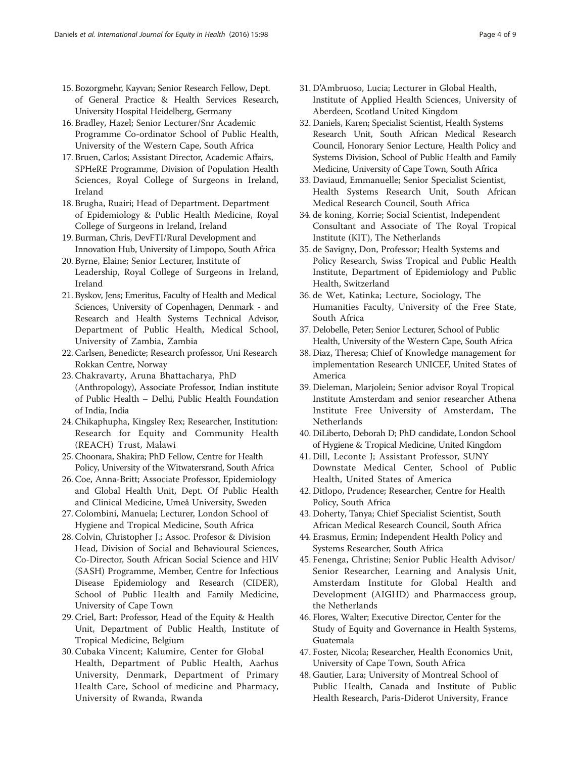15. Bozorgmehr, Kayvan; Senior Research Fellow, Dept. of General Practice & Health Services Research, University Hospital Heidelberg, Germany
16. Bradley, Hazel; Senior Lecturer/Snr Academic Programme Co-ordinator School of Public Health, University of the Western Cape, South Africa
17. Bruen, Carlos; Assistant Director, Academic Affairs, SPHeRE Programme, Division of Population Health Sciences, Royal College of Surgeons in Ireland, Ireland
18. Brugha, Ruairi; Head of Department. Department of Epidemiology & Public Health Medicine, Royal College of Surgeons in Ireland, Ireland
19. Burman, Chris, DevFTI/Rural Development and Innovation Hub, University of Limpopo, South Africa
20. Byrne, Elaine; Senior Lecturer, Institute of Leadership, Royal College of Surgeons in Ireland, Ireland
21. Byskov, Jens; Emeritus, Faculty of Health and Medical Sciences, University of Copenhagen, Denmark - and Research and Health Systems Technical Advisor, Department of Public Health, Medical School, University of Zambia, Zambia
22. Carlsen, Benedicte; Research professor, Uni Research Rokkan Centre, Norway
23. Chakravarty, Aruna Bhattacharya, PhD (Anthropology), Associate Professor, Indian institute of Public Health – Delhi, Public Health Foundation of India, India
24. Chikaphupha, Kingsley Rex; Researcher, Institution: Research for Equity and Community Health (REACH) Trust, Malawi
25. Choonara, Shakira; PhD Fellow, Centre for Health Policy, University of the Witwatersrand, South Africa
26. Coe, Anna-Britt; Associate Professor, Epidemiology and Global Health Unit, Dept. Of Public Health and Clinical Medicine, Umeå University, Sweden
27. Colombini, Manuela; Lecturer, London School of Hygiene and Tropical Medicine, South Africa
28. Colvin, Christopher J.; Assoc. Profesor & Division Head, Division of Social and Behavioural Sciences, Co-Director, South African Social Science and HIV (SASH) Programme, Member, Centre for Infectious Disease Epidemiology and Research (CIDER), School of Public Health and Family Medicine, University of Cape Town
29. Criel, Bart: Professor, Head of the Equity & Health Unit, Department of Public Health, Institute of Tropical Medicine, Belgium
30. Cubaka Vincent; Kalumire, Center for Global Health, Department of Public Health, Aarhus University, Denmark, Department of Primary Health Care, School of medicine and Pharmacy, University of Rwanda, Rwanda
31. D'Ambruoso, Lucia; Lecturer in Global Health, Institute of Applied Health Sciences, University of Aberdeen, Scotland United Kingdom
32. Daniels, Karen; Specialist Scientist, Health Systems Research Unit, South African Medical Research Council, Honorary Senior Lecture, Health Policy and Systems Division, School of Public Health and Family Medicine, University of Cape Town, South Africa
33. Daviaud, Emmanuelle; Senior Specialist Scientist, Health Systems Research Unit, South African Medical Research Council, South Africa
34. de koning, Korrie; Social Scientist, Independent Consultant and Associate of The Royal Tropical Institute (KIT), The Netherlands
35. de Savigny, Don, Professor; Health Systems and Policy Research, Swiss Tropical and Public Health Institute, Department of Epidemiology and Public Health, Switzerland
36. de Wet, Katinka; Lecture, Sociology, The Humanities Faculty, University of the Free State, South Africa
37. Delobelle, Peter; Senior Lecturer, School of Public Health, University of the Western Cape, South Africa
38. Diaz, Theresa; Chief of Knowledge management for implementation Research UNICEF, United States of America
39. Dieleman, Marjolein; Senior advisor Royal Tropical Institute Amsterdam and senior researcher Athena Institute Free University of Amsterdam, The Netherlands
40. DiLiberto, Deborah D; PhD candidate, London School of Hygiene & Tropical Medicine, United Kingdom
41. Dill, Leconte J; Assistant Professor, SUNY Downstate Medical Center, School of Public Health, United States of America
42. Ditlopo, Prudence; Researcher, Centre for Health Policy, South Africa
43. Doherty, Tanya; Chief Specialist Scientist, South African Medical Research Council, South Africa
44. Erasmus, Ermin; Independent Health Policy and Systems Researcher, South Africa
45. Fenenga, Christine; Senior Public Health Advisor/ Senior Researcher, Learning and Analysis Unit, Amsterdam Institute for Global Health and Development (AIGHD) and Pharmaccess group, the Netherlands
46. Flores, Walter; Executive Director, Center for the Study of Equity and Governance in Health Systems, Guatemala
47. Foster, Nicola; Researcher, Health Economics Unit, University of Cape Town, South Africa
48. Gautier, Lara; University of Montreal School of Public Health, Canada and Institute of Public Health Research, Paris-Diderot University, France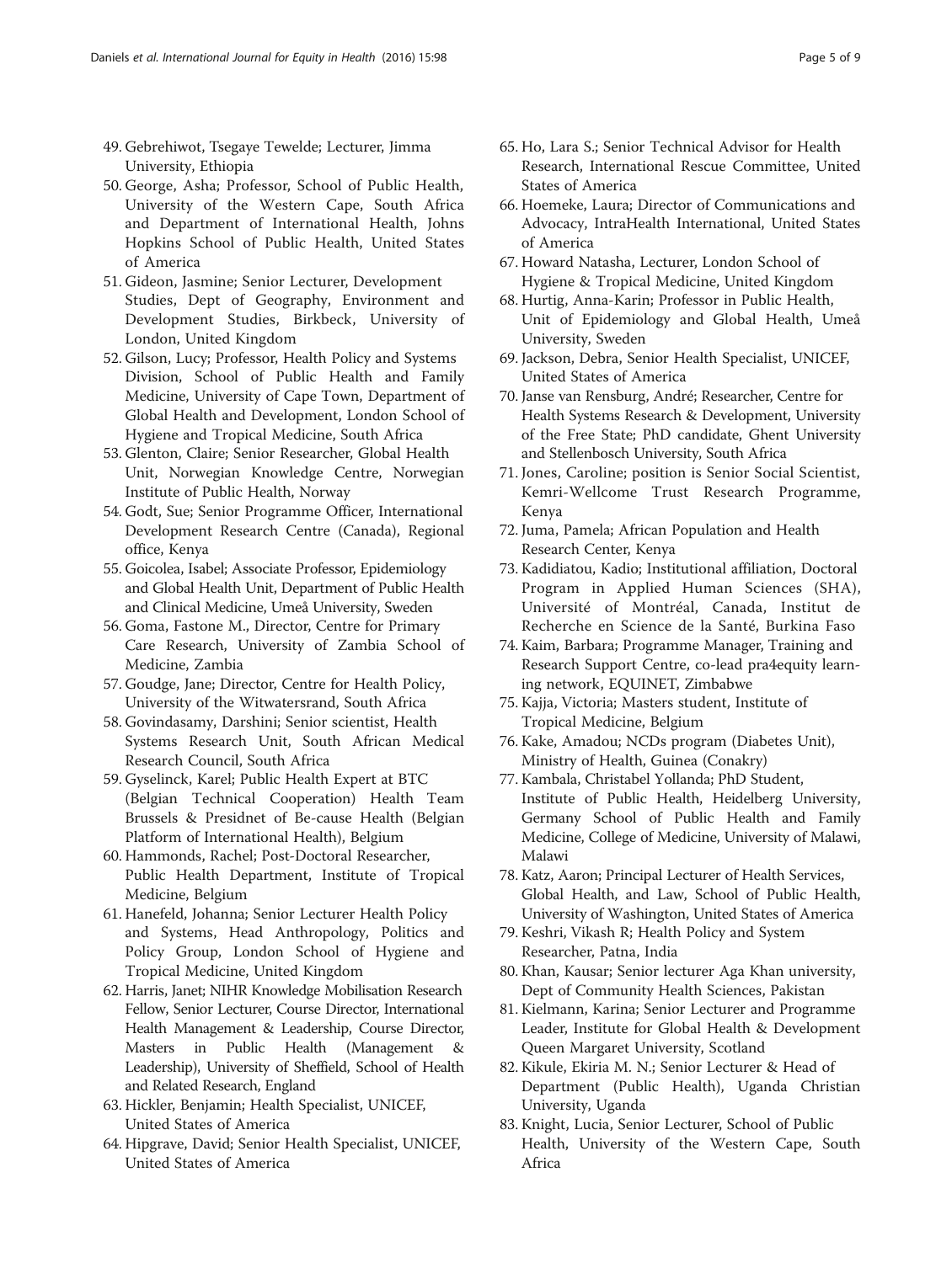49. Gebrehiwot, Tsegaye Tewelde; Lecturer, Jimma University, Ethiopia
50. George, Asha; Professor, School of Public Health, University of the Western Cape, South Africa and Department of International Health, Johns Hopkins School of Public Health, United States of America
51. Gideon, Jasmine; Senior Lecturer, Development Studies, Dept of Geography, Environment and Development Studies, Birkbeck, University of London, United Kingdom
52. Gilson, Lucy; Professor, Health Policy and Systems Division, School of Public Health and Family Medicine, University of Cape Town, Department of Global Health and Development, London School of Hygiene and Tropical Medicine, South Africa
53. Glenton, Claire; Senior Researcher, Global Health Unit, Norwegian Knowledge Centre, Norwegian Institute of Public Health, Norway
54. Godt, Sue; Senior Programme Officer, International Development Research Centre (Canada), Regional office, Kenya
55. Goicolea, Isabel; Associate Professor, Epidemiology and Global Health Unit, Department of Public Health and Clinical Medicine, Umeå University, Sweden
56. Goma, Fastone M., Director, Centre for Primary Care Research, University of Zambia School of Medicine, Zambia
57. Goudge, Jane; Director, Centre for Health Policy, University of the Witwatersrand, South Africa
58. Govindasamy, Darshini; Senior scientist, Health Systems Research Unit, South African Medical Research Council, South Africa
59. Gyselinck, Karel; Public Health Expert at BTC (Belgian Technical Cooperation) Health Team Brussels & Presidnet of Be-cause Health (Belgian Platform of International Health), Belgium
60. Hammonds, Rachel; Post-Doctoral Researcher, Public Health Department, Institute of Tropical Medicine, Belgium
61. Hanefeld, Johanna; Senior Lecturer Health Policy and Systems, Head Anthropology, Politics and Policy Group, London School of Hygiene and Tropical Medicine, United Kingdom
62. Harris, Janet; NIHR Knowledge Mobilisation Research Fellow, Senior Lecturer, Course Director, International Health Management & Leadership, Course Director, Masters in Public Health (Management & Leadership), University of Sheffield, School of Health and Related Research, England
63. Hickler, Benjamin; Health Specialist, UNICEF, United States of America
64. Hipgrave, David; Senior Health Specialist, UNICEF, United States of America
65. Ho, Lara S.; Senior Technical Advisor for Health Research, International Rescue Committee, United States of America
66. Hoemeke, Laura; Director of Communications and Advocacy, IntraHealth International, United States of America
67. Howard Natasha, Lecturer, London School of Hygiene & Tropical Medicine, United Kingdom
68. Hurtig, Anna-Karin; Professor in Public Health, Unit of Epidemiology and Global Health, Umeå University, Sweden
69. Jackson, Debra, Senior Health Specialist, UNICEF, United States of America
70. Janse van Rensburg, André; Researcher, Centre for Health Systems Research & Development, University of the Free State; PhD candidate, Ghent University and Stellenbosch University, South Africa
71. Jones, Caroline; position is Senior Social Scientist, Kemri-Wellcome Trust Research Programme, Kenya
72. Juma, Pamela; African Population and Health Research Center, Kenya
73. Kadidiatou, Kadio; Institutional affiliation, Doctoral Program in Applied Human Sciences (SHA), Université of Montréal, Canada, Institut de Recherche en Science de la Santé, Burkina Faso
74. Kaim, Barbara; Programme Manager, Training and Research Support Centre, co-lead pra4equity learning network, EQUINET, Zimbabwe
75. Kajja, Victoria; Masters student, Institute of Tropical Medicine, Belgium
76. Kake, Amadou; NCDs program (Diabetes Unit), Ministry of Health, Guinea (Conakry)
77. Kambala, Christabel Yollanda; PhD Student, Institute of Public Health, Heidelberg University, Germany School of Public Health and Family Medicine, College of Medicine, University of Malawi, Malawi
78. Katz, Aaron; Principal Lecturer of Health Services, Global Health, and Law, School of Public Health, University of Washington, United States of America
79. Keshri, Vikash R; Health Policy and System Researcher, Patna, India
80. Khan, Kausar; Senior lecturer Aga Khan university, Dept of Community Health Sciences, Pakistan
81. Kielmann, Karina; Senior Lecturer and Programme Leader, Institute for Global Health & Development Queen Margaret University, Scotland
82. Kikule, Ekiria M. N.; Senior Lecturer & Head of Department (Public Health), Uganda Christian University, Uganda
83. Knight, Lucia, Senior Lecturer, School of Public Health, University of the Western Cape, South Africa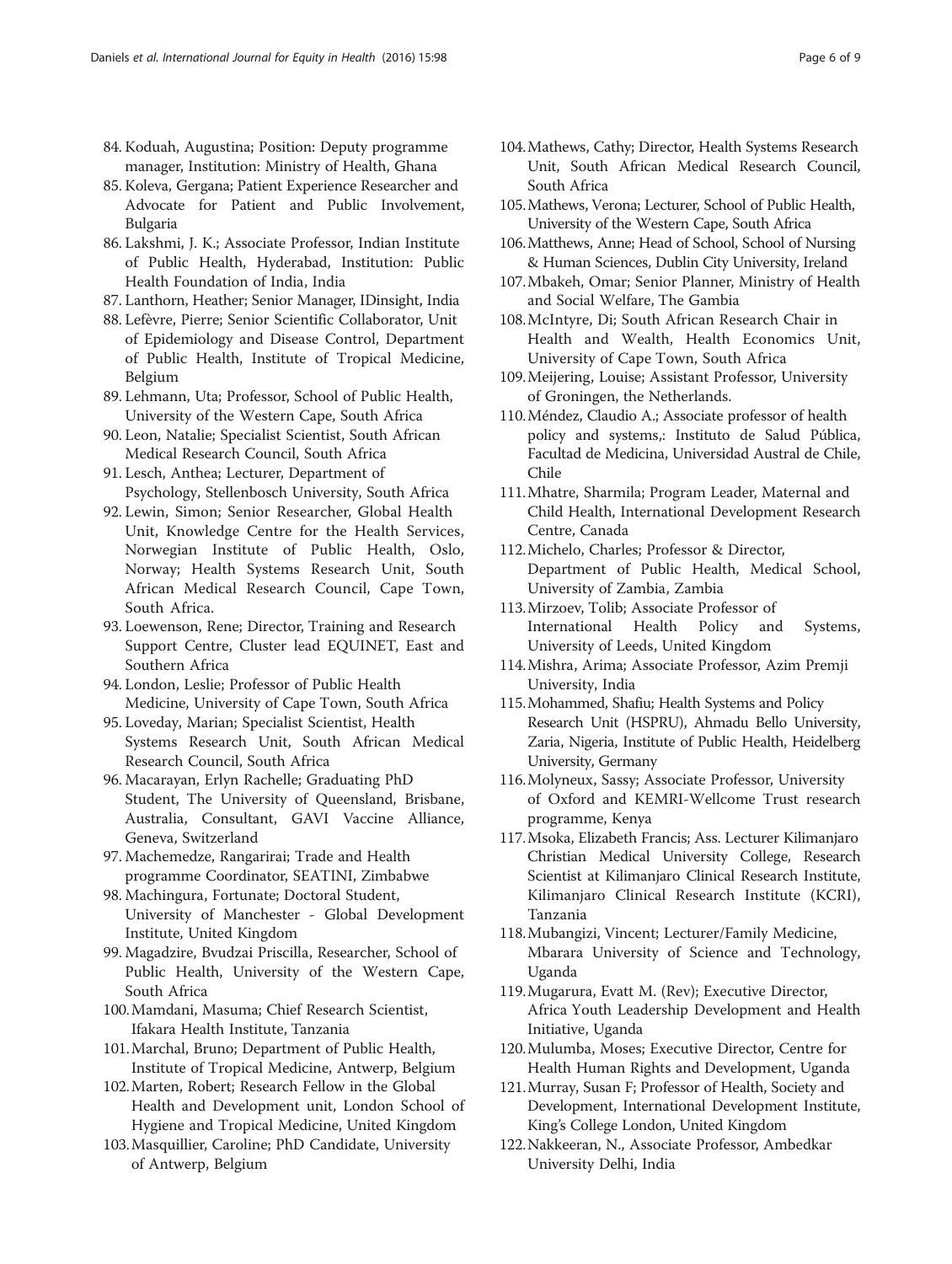84. Koduah, Augustina; Position: Deputy programme manager, Institution: Ministry of Health, Ghana
85. Koleva, Gergana; Patient Experience Researcher and Advocate for Patient and Public Involvement, Bulgaria
86. Lakshmi, J. K.; Associate Professor, Indian Institute of Public Health, Hyderabad, Institution: Public Health Foundation of India, India
87. Lanthorn, Heather; Senior Manager, IDinsight, India
88. Lefèvre, Pierre; Senior Scientific Collaborator, Unit of Epidemiology and Disease Control, Department of Public Health, Institute of Tropical Medicine, Belgium
89. Lehmann, Uta; Professor, School of Public Health, University of the Western Cape, South Africa
90. Leon, Natalie; Specialist Scientist, South African Medical Research Council, South Africa
91. Lesch, Anthea; Lecturer, Department of Psychology, Stellenbosch University, South Africa
92. Lewin, Simon; Senior Researcher, Global Health Unit, Knowledge Centre for the Health Services, Norwegian Institute of Public Health, Oslo, Norway; Health Systems Research Unit, South African Medical Research Council, Cape Town, South Africa.
93. Loewenson, Rene; Director, Training and Research Support Centre, Cluster lead EQUINET, East and Southern Africa
94. London, Leslie; Professor of Public Health Medicine, University of Cape Town, South Africa
95. Loveday, Marian; Specialist Scientist, Health Systems Research Unit, South African Medical Research Council, South Africa
96. Macarayan, Erlyn Rachelle; Graduating PhD Student, The University of Queensland, Brisbane, Australia, Consultant, GAVI Vaccine Alliance, Geneva, Switzerland
97. Machemedze, Rangarirai; Trade and Health programme Coordinator, SEATINI, Zimbabwe
98. Machingura, Fortunate; Doctoral Student, University of Manchester - Global Development Institute, United Kingdom
99. Magadzire, Bvudzai Priscilla, Researcher, School of Public Health, University of the Western Cape, South Africa
100. Mamdani, Masuma; Chief Research Scientist, Ifakara Health Institute, Tanzania
101. Marchal, Bruno; Department of Public Health, Institute of Tropical Medicine, Antwerp, Belgium
102. Marten, Robert; Research Fellow in the Global Health and Development unit, London School of Hygiene and Tropical Medicine, United Kingdom
103. Masquillier, Caroline; PhD Candidate, University of Antwerp, Belgium
104. Mathews, Cathy; Director, Health Systems Research Unit, South African Medical Research Council, South Africa
105. Mathews, Verona; Lecturer, School of Public Health, University of the Western Cape, South Africa
106. Matthews, Anne; Head of School, School of Nursing & Human Sciences, Dublin City University, Ireland
107. Mbakeh, Omar; Senior Planner, Ministry of Health and Social Welfare, The Gambia
108. McIntyre, Di; South African Research Chair in Health and Wealth, Health Economics Unit, University of Cape Town, South Africa
109. Meijering, Louise; Assistant Professor, University of Groningen, the Netherlands.
110. Méndez, Claudio A.; Associate professor of health policy and systems,: Instituto de Salud Pública, Facultad de Medicina, Universidad Austral de Chile, Chile
111. Mhatre, Sharmila; Program Leader, Maternal and Child Health, International Development Research Centre, Canada
112. Michelo, Charles; Professor & Director, Department of Public Health, Medical School, University of Zambia, Zambia
113. Mirzoev, Tolib; Associate Professor of International Health Policy and Systems, University of Leeds, United Kingdom
114. Mishra, Arima; Associate Professor, Azim Premji University, India
115. Mohammed, Shafiu; Health Systems and Policy Research Unit (HSPRU), Ahmadu Bello University, Zaria, Nigeria, Institute of Public Health, Heidelberg University, Germany
116. Molyneux, Sassy; Associate Professor, University of Oxford and KEMRI-Wellcome Trust research programme, Kenya
117. Msoka, Elizabeth Francis; Ass. Lecturer Kilimanjaro Christian Medical University College, Research Scientist at Kilimanjaro Clinical Research Institute, Kilimanjaro Clinical Research Institute (KCRI), Tanzania
118. Mubangizi, Vincent; Lecturer/Family Medicine, Mbarara University of Science and Technology, Uganda
119. Mugarura, Evatt M. (Rev); Executive Director, Africa Youth Leadership Development and Health Initiative, Uganda
120. Mulumba, Moses; Executive Director, Centre for Health Human Rights and Development, Uganda
121. Murray, Susan F; Professor of Health, Society and Development, International Development Institute, King's College London, United Kingdom
122. Nakkeeran, N., Associate Professor, Ambedkar University Delhi, India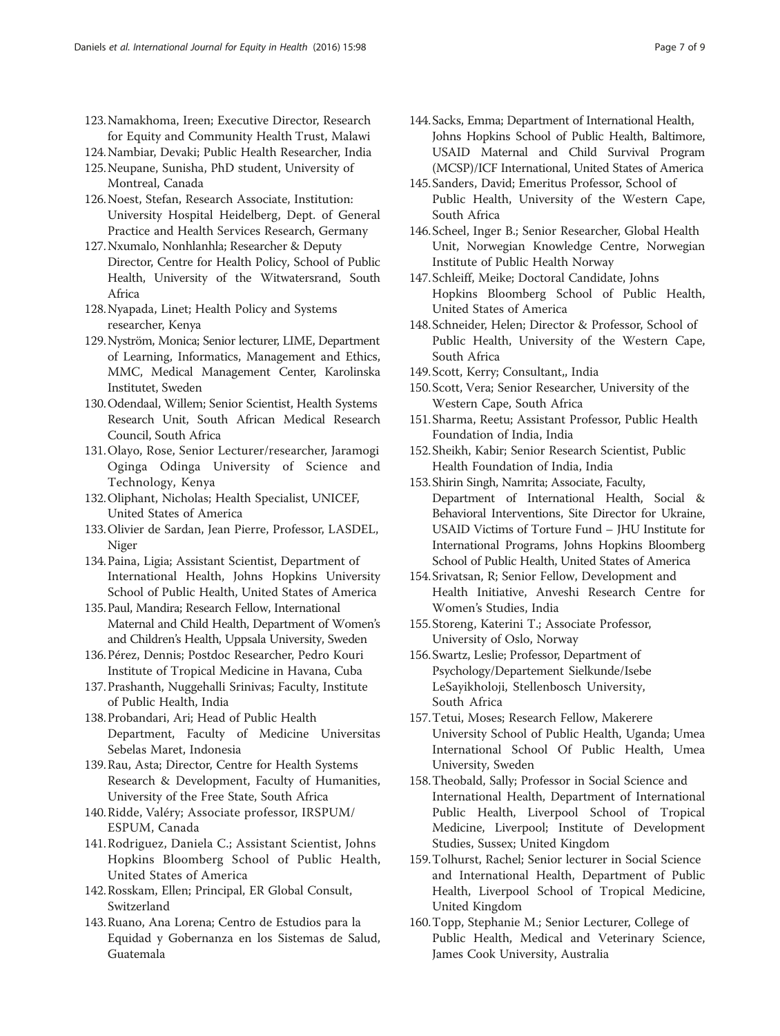123. Namakhoma, Ireen; Executive Director, Research for Equity and Community Health Trust, Malawi
124. Nambiar, Devaki; Public Health Researcher, India
125. Neupane, Sunisha, PhD student, University of Montreal, Canada
126. Noest, Stefan, Research Associate, Institution: University Hospital Heidelberg, Dept. of General Practice and Health Services Research, Germany
127. Nxumalo, Nonhlanhla; Researcher & Deputy Director, Centre for Health Policy, School of Public Health, University of the Witwatersrand, South Africa
128. Nyapada, Linet; Health Policy and Systems researcher, Kenya
129. Nyström, Monica; Senior lecturer, LIME, Department of Learning, Informatics, Management and Ethics, MMC, Medical Management Center, Karolinska Institutet, Sweden
130. Odendaal, Willem; Senior Scientist, Health Systems Research Unit, South African Medical Research Council, South Africa
131. Olayo, Rose, Senior Lecturer/researcher, Jaramogi Oginga Odinga University of Science and Technology, Kenya
132. Oliphant, Nicholas; Health Specialist, UNICEF, United States of America
133. Olivier de Sardan, Jean Pierre, Professor, LASDEL, Niger
134. Paina, Ligia; Assistant Scientist, Department of International Health, Johns Hopkins University School of Public Health, United States of America
135. Paul, Mandira; Research Fellow, International Maternal and Child Health, Department of Women's and Children's Health, Uppsala University, Sweden
136. Pérez, Dennis; Postdoc Researcher, Pedro Kouri Institute of Tropical Medicine in Havana, Cuba
137. Prashanth, Nuggehalli Srinivas; Faculty, Institute of Public Health, India
138. Probandari, Ari; Head of Public Health Department, Faculty of Medicine Universitas Sebelas Maret, Indonesia
139. Rau, Asta; Director, Centre for Health Systems Research & Development, Faculty of Humanities, University of the Free State, South Africa
140. Ridde, Valéry; Associate professor, IRSPUM/ ESPUM, Canada
141. Rodriguez, Daniela C.; Assistant Scientist, Johns Hopkins Bloomberg School of Public Health, United States of America
142. Rosskam, Ellen; Principal, ER Global Consult, Switzerland
143. Ruano, Ana Lorena; Centro de Estudios para la Equidad y Gobernanza en los Sistemas de Salud, Guatemala
144. Sacks, Emma; Department of International Health, Johns Hopkins School of Public Health, Baltimore, USAID Maternal and Child Survival Program (MCSP)/ICF International, United States of America
145. Sanders, David; Emeritus Professor, School of Public Health, University of the Western Cape, South Africa
146. Scheel, Inger B.; Senior Researcher, Global Health Unit, Norwegian Knowledge Centre, Norwegian Institute of Public Health Norway
147. Schleiff, Meike; Doctoral Candidate, Johns Hopkins Bloomberg School of Public Health, United States of America
148. Schneider, Helen; Director & Professor, School of Public Health, University of the Western Cape, South Africa
149. Scott, Kerry; Consultant,, India
150. Scott, Vera; Senior Researcher, University of the Western Cape, South Africa
151. Sharma, Reetu; Assistant Professor, Public Health Foundation of India, India
152. Sheikh, Kabir; Senior Research Scientist, Public Health Foundation of India, India
153. Shirin Singh, Namrita; Associate, Faculty, Department of International Health, Social & Behavioral Interventions, Site Director for Ukraine, USAID Victims of Torture Fund – JHU Institute for International Programs, Johns Hopkins Bloomberg School of Public Health, United States of America
154. Srivatsan, R; Senior Fellow, Development and Health Initiative, Anveshi Research Centre for Women's Studies, India
155. Storeng, Katerini T.; Associate Professor, University of Oslo, Norway
156. Swartz, Leslie; Professor, Department of Psychology/Departement Sielkunde/Isebe LeSayikholoji, Stellenbosch University, South Africa
157. Tetui, Moses; Research Fellow, Makerere University School of Public Health, Uganda; Umea International School Of Public Health, Umea University, Sweden
158. Theobald, Sally; Professor in Social Science and International Health, Department of International Public Health, Liverpool School of Tropical Medicine, Liverpool; Institute of Development Studies, Sussex; United Kingdom
159. Tolhurst, Rachel; Senior lecturer in Social Science and International Health, Department of Public Health, Liverpool School of Tropical Medicine, United Kingdom
160. Topp, Stephanie M.; Senior Lecturer, College of Public Health, Medical and Veterinary Science, James Cook University, Australia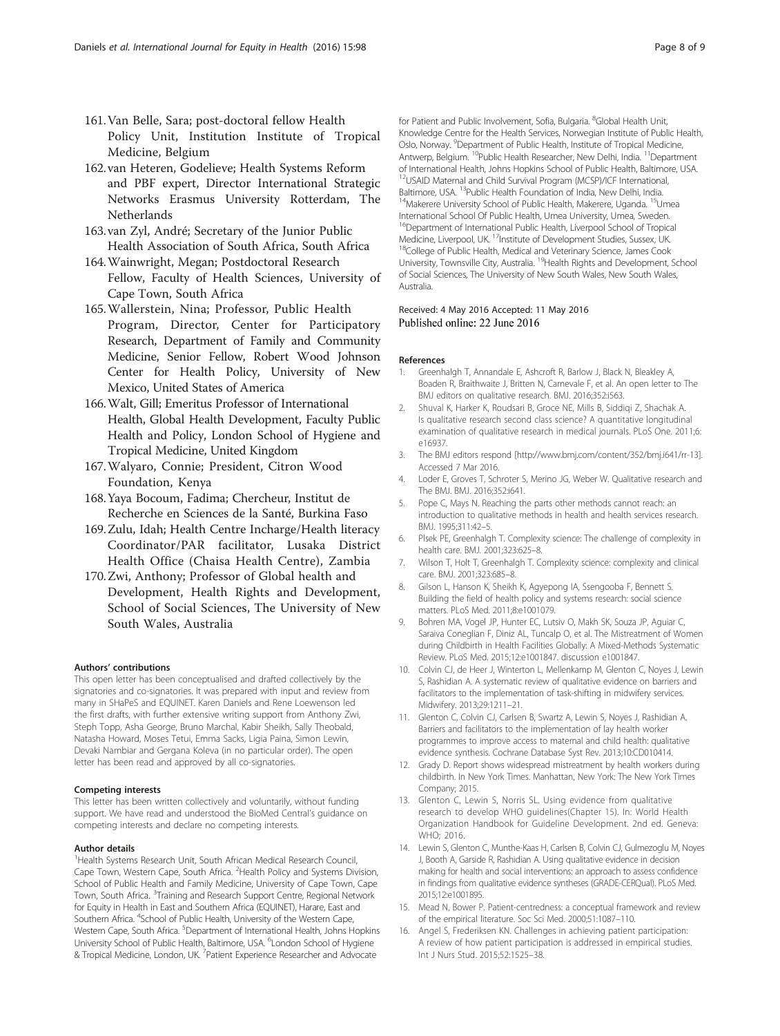161. Van Belle, Sara; post-doctoral fellow Health Policy Unit, Institution Institute of Tropical Medicine, Belgium
162. van Heteren, Godelieve; Health Systems Reform and PBF expert, Director International Strategic Networks Erasmus University Rotterdam, The Netherlands
163. van Zyl, André; Secretary of the Junior Public Health Association of South Africa, South Africa
164. Wainwright, Megan; Postdoctoral Research Fellow, Faculty of Health Sciences, University of Cape Town, South Africa
165. Wallerstein, Nina; Professor, Public Health Program, Director, Center for Participatory Research, Department of Family and Community Medicine, Senior Fellow, Robert Wood Johnson Center for Health Policy, University of New Mexico, United States of America
166. Walt, Gill; Emeritus Professor of International Health, Global Health Development, Faculty Public Health and Policy, London School of Hygiene and Tropical Medicine, United Kingdom
167. Walyaro, Connie; President, Citron Wood Foundation, Kenya
168. Yaya Bocoum, Fadima; Chercheur, Institut de Recherche en Sciences de la Santé, Burkina Faso
169. Zulu, Idah; Health Centre Incharge/Health literacy Coordinator/PAR facilitator, Lusaka District Health Office (Chaisa Health Centre), Zambia
170. Zwi, Anthony; Professor of Global health and Development, Health Rights and Development, School of Social Sciences, The University of New South Wales, Australia

#### Authors' contributions

This open letter has been conceptualised and drafted collectively by the signatories and co-signatories. It was prepared with input and review from many in SHaPeS and EQUINET. Karen Daniels and Rene Loewenson led the first drafts, with further extensive writing support from Anthony Zwi, Steph Topp, Asha George, Bruno Marchal, Kabir Sheikh, Sally Theobald, Natasha Howard, Moses Tetui, Emma Sacks, Ligia Paina, Simon Lewin, Devaki Nambiar and Gergana Koleva (in no particular order). The open letter has been read and approved by all co-signatories.

#### Competing interests

This letter has been written collectively and voluntarily, without funding support. We have read and understood the BioMed Central's guidance on competing interests and declare no competing interests.

#### Author details

[1]Health Systems Research Unit, South African Medical Research Council, Cape Town, Western Cape, South Africa. [2]Health Policy and Systems Division, School of Public Health and Family Medicine, University of Cape Town, Cape Town, South Africa. [3]Training and Research Support Centre, Regional Network for Equity in Health in East and Southern Africa (EQUINET), Harare, East and Southern Africa. [4]School of Public Health, University of the Western Cape, Western Cape, South Africa. [5]Department of International Health, Johns Hopkins University School of Public Health, Baltimore, USA. [6]London School of Hygiene & Tropical Medicine, London, UK. [7]Patient Experience Researcher and Advocate for Patient and Public Involvement, Sofia, Bulgaria. [8]Global Health Unit, Knowledge Centre for the Health Services, Norwegian Institute of Public Health, Oslo, Norway. [9]Department of Public Health, Institute of Tropical Medicine, Antwerp, Belgium. [10]Public Health Researcher, New Delhi, India. [11]Department of International Health, Johns Hopkins School of Public Health, Baltimore, USA. [12]USAID Maternal and Child Survival Program (MCSP)/ICF International, Baltimore, USA. [13]Public Health Foundation of India, New Delhi, India. [14]Makerere University School of Public Health, Makerere, Uganda. [15]Umea International School Of Public Health, Umea University, Umea, Sweden. [16]Department of International Public Health, Liverpool School of Tropical Medicine, Liverpool, UK. [17]Institute of Development Studies, Sussex, UK. [18]College of Public Health, Medical and Veterinary Science, James Cook University, Townsville City, Australia. [19]Health Rights and Development, School of Social Sciences, The University of New South Wales, New South Wales, Australia.

Received: 4 May 2016 Accepted: 11 May 2016
Published online: 22 June 2016

#### References

1. Greenhalgh T, Annandale E, Ashcroft R, Barlow J, Black N, Bleakley A, Boaden R, Braithwaite J, Britten N, Carnevale F, et al. An open letter to The BMJ editors on qualitative research. BMJ. 2016;352:i563.
2. Shuval K, Harker K, Roudsari B, Groce NE, Mills B, Siddiqi Z, Shachak A. Is qualitative research second class science? A quantitative longitudinal examination of qualitative research in medical journals. PLoS One. 2011;6:e16937.
3. The BMJ editors respond [http://www.bmj.com/content/352/bmj.i641/rr-13]. Accessed 7 Mar 2016.
4. Loder E, Groves T, Schroter S, Merino JG, Weber W. Qualitative research and The BMJ. BMJ. 2016;352:i641.
5. Pope C, Mays N. Reaching the parts other methods cannot reach: an introduction to qualitative methods in health and health services research. BMJ. 1995;311:42–5.
6. Plsek PE, Greenhalgh T. Complexity science: The challenge of complexity in health care. BMJ. 2001;323:625–8.
7. Wilson T, Holt T, Greenhalgh T. Complexity science: complexity and clinical care. BMJ. 2001;323:685–8.
8. Gilson L, Hanson K, Sheikh K, Agyepong IA, Ssengooba F, Bennett S. Building the field of health policy and systems research: social science matters. PLoS Med. 2011;8:e1001079.
9. Bohren MA, Vogel JP, Hunter EC, Lutsiv O, Makh SK, Souza JP, Aguiar C, Saraiva Coneglian F, Diniz AL, Tuncalp O, et al. The Mistreatment of Women during Childbirth in Health Facilities Globally: A Mixed-Methods Systematic Review. PLoS Med. 2015;12:e1001847. discussion e1001847.
10. Colvin CJ, de Heer J, Winterton L, Mellenkamp M, Glenton C, Noyes J, Lewin S, Rashidian A. A systematic review of qualitative evidence on barriers and facilitators to the implementation of task-shifting in midwifery services. Midwifery. 2013;29:1211–21.
11. Glenton C, Colvin CJ, Carlsen B, Swartz A, Lewin S, Noyes J, Rashidian A. Barriers and facilitators to the implementation of lay health worker programmes to improve access to maternal and child health: qualitative evidence synthesis. Cochrane Database Syst Rev. 2013;10:CD010414.
12. Grady D. Report shows widespread mistreatment by health workers during childbirth. In New York Times. Manhattan, New York: The New York Times Company; 2015.
13. Glenton C, Lewin S, Norris SL. Using evidence from qualitative research to develop WHO guidelines(Chapter 15). In: World Health Organization Handbook for Guideline Development. 2nd ed. Geneva: WHO; 2016.
14. Lewin S, Glenton C, Munthe-Kaas H, Carlsen B, Colvin CJ, Gulmezoglu M, Noyes J, Booth A, Garside R, Rashidian A. Using qualitative evidence in decision making for health and social interventions: an approach to assess confidence in findings from qualitative evidence syntheses (GRADE-CERQual). PLoS Med. 2015;12:e1001895.
15. Mead N, Bower P. Patient-centredness: a conceptual framework and review of the empirical literature. Soc Sci Med. 2000;51:1087–110.
16. Angel S, Frederiksen KN. Challenges in achieving patient participation: A review of how patient participation is addressed in empirical studies. Int J Nurs Stud. 2015;52:1525–38.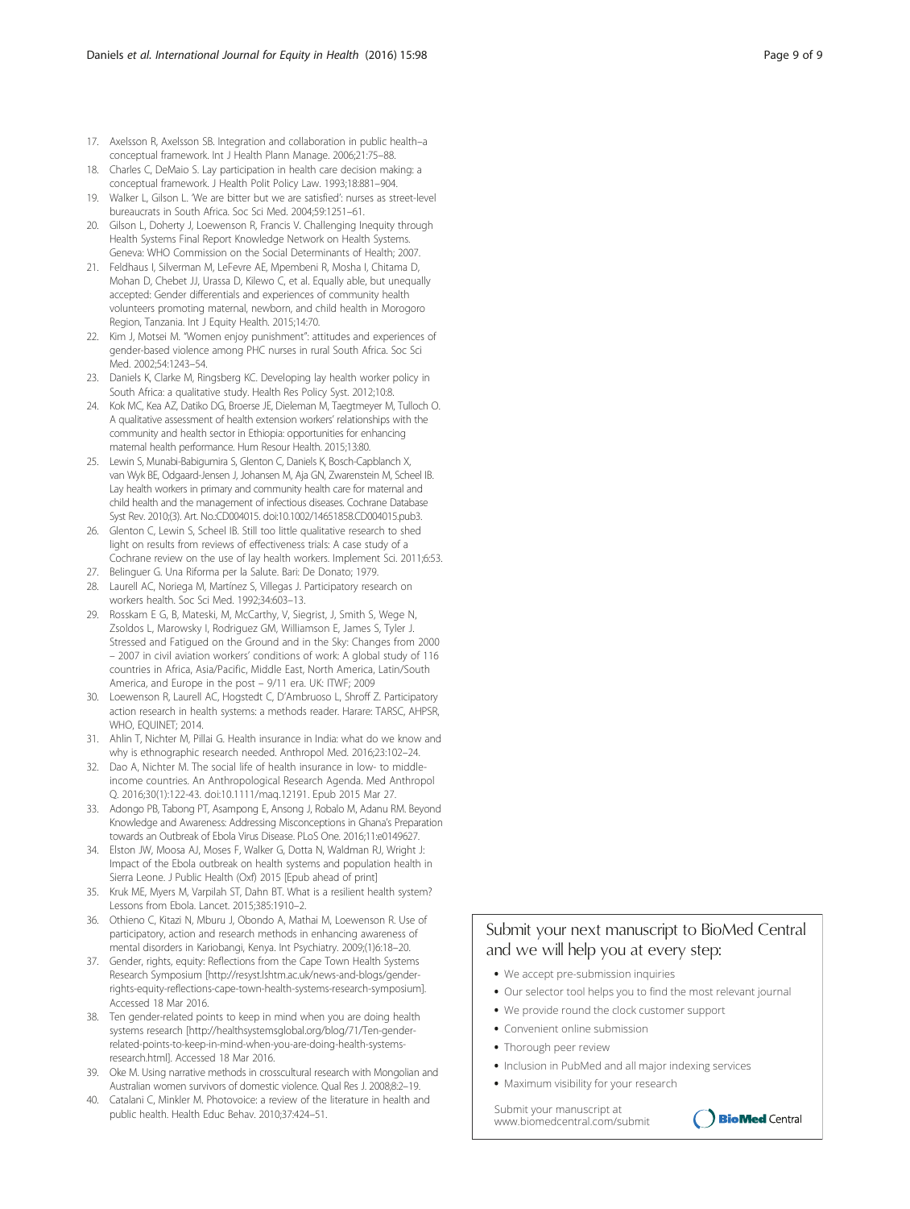17. Axelsson R, Axelsson SB. Integration and collaboration in public health–a conceptual framework. Int J Health Plann Manage. 2006;21:75–88.
18. Charles C, DeMaio S. Lay participation in health care decision making: a conceptual framework. J Health Polit Policy Law. 1993;18:881–904.
19. Walker L, Gilson L. 'We are bitter but we are satisfied': nurses as street-level bureaucrats in South Africa. Soc Sci Med. 2004;59:1251–61.
20. Gilson L, Doherty J, Loewenson R, Francis V. Challenging Inequity through Health Systems Final Report Knowledge Network on Health Systems. Geneva: WHO Commission on the Social Determinants of Health; 2007.
21. Feldhaus I, Silverman M, LeFevre AE, Mpembeni R, Mosha I, Chitama D, Mohan D, Chebet JJ, Urassa D, Kilewo C, et al. Equally able, but unequally accepted: Gender differentials and experiences of community health volunteers promoting maternal, newborn, and child health in Morogoro Region, Tanzania. Int J Equity Health. 2015;14:70.
22. Kim J, Motsei M. "Women enjoy punishment": attitudes and experiences of gender-based violence among PHC nurses in rural South Africa. Soc Sci Med. 2002;54:1243–54.
23. Daniels K, Clarke M, Ringsberg KC. Developing lay health worker policy in South Africa: a qualitative study. Health Res Policy Syst. 2012;10:8.
24. Kok MC, Kea AZ, Datiko DG, Broerse JE, Dieleman M, Taegtmeyer M, Tulloch O. A qualitative assessment of health extension workers' relationships with the community and health sector in Ethiopia: opportunities for enhancing maternal health performance. Hum Resour Health. 2015;13:80.
25. Lewin S, Munabi-Babigumira S, Glenton C, Daniels K, Bosch-Capblanch X, van Wyk BE, Odgaard-Jensen J, Johansen M, Aja GN, Zwarenstein M, Scheel IB. Lay health workers in primary and community health care for maternal and child health and the management of infectious diseases. Cochrane Database Syst Rev. 2010;(3). Art. No.:CD004015. doi:10.1002/14651858.CD004015.pub3.
26. Glenton C, Lewin S, Scheel IB. Still too little qualitative research to shed light on results from reviews of effectiveness trials: A case study of a Cochrane review on the use of lay health workers. Implement Sci. 2011;6:53.
27. Belinguer G. Una Riforma per la Salute. Bari: De Donato; 1979.
28. Laurell AC, Noriega M, Martínez S, Villegas J. Participatory research on workers health. Soc Sci Med. 1992;34:603–13.
29. Rosskam E G, B, Mateski, M, McCarthy, V, Siegrist, J, Smith S, Wege N, Zsoldos L, Marowsky I, Rodriguez GM, Williamson E, James S, Tyler J. Stressed and Fatigued on the Ground and in the Sky: Changes from 2000 – 2007 in civil aviation workers' conditions of work: A global study of 116 countries in Africa, Asia/Pacific, Middle East, North America, Latin/South America, and Europe in the post – 9/11 era. UK: ITWF; 2009
30. Loewenson R, Laurell AC, Hogstedt C, D'Ambruoso L, Shroff Z. Participatory action research in health systems: a methods reader. Harare: TARSC, AHPSR, WHO, EQUINET; 2014.
31. Ahlin T, Nichter M, Pillai G. Health insurance in India: what do we know and why is ethnographic research needed. Anthropol Med. 2016;23:102–24.
32. Dao A, Nichter M. The social life of health insurance in low- to middle-income countries. An Anthropological Research Agenda. Med Anthropol Q. 2016;30(1):122-43. doi:10.1111/maq.12191. Epub 2015 Mar 27.
33. Adongo PB, Tabong PT, Asampong E, Ansong J, Robalo M, Adanu RM. Beyond Knowledge and Awareness: Addressing Misconceptions in Ghana's Preparation towards an Outbreak of Ebola Virus Disease. PLoS One. 2016;11:e0149627.
34. Elston JW, Moosa AJ, Moses F, Walker G, Dotta N, Waldman RJ, Wright J: Impact of the Ebola outbreak on health systems and population health in Sierra Leone. J Public Health (Oxf) 2015 [Epub ahead of print]
35. Kruk ME, Myers M, Varpilah ST, Dahn BT. What is a resilient health system? Lessons from Ebola. Lancet. 2015;385:1910–2.
36. Othieno C, Kitazi N, Mburu J, Obondo A, Mathai M, Loewenson R. Use of participatory, action and research methods in enhancing awareness of mental disorders in Kariobangi, Kenya. Int Psychiatry. 2009;(1)6:18–20.
37. Gender, rights, equity: Reflections from the Cape Town Health Systems Research Symposium [http://resyst.lshtm.ac.uk/news-and-blogs/gender-rights-equity-reflections-cape-town-health-systems-research-symposium]. Accessed 18 Mar 2016.
38. Ten gender-related points to keep in mind when you are doing health systems research [http://healthsystemsglobal.org/blog/71/Ten-gender-related-points-to-keep-in-mind-when-you-are-doing-health-systems-research.html]. Accessed 18 Mar 2016.
39. Oke M. Using narrative methods in crosscultural research with Mongolian and Australian women survivors of domestic violence. Qual Res J. 2008;8:2–19.
40. Catalani C, Minkler M. Photovoice: a review of the literature in health and public health. Health Educ Behav. 2010;37:424–51.

Submit your next manuscript to BioMed Central and we will help you at every step:

- We accept pre-submission inquiries
- Our selector tool helps you to find the most relevant journal
- We provide round the clock customer support
- Convenient online submission
- Thorough peer review
- Inclusion in PubMed and all major indexing services
- Maximum visibility for your research

Submit your manuscript at
www.biomedcentral.com/submit

BioMed Central